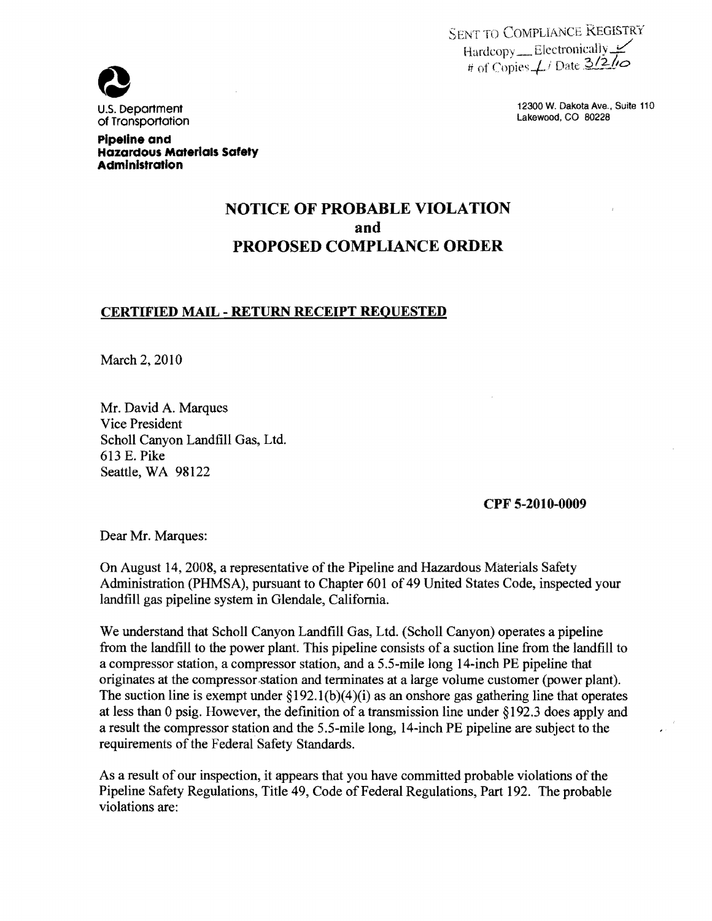SENT TO COMPLIANCE REGISTRY
Hardcopy ___ Electronically ✓
# of Copies 1 / Date 3/2/10

U.S. Department of Transportation

**Pipeline and Hazardous Materials Safety Administration**

12300 W. Dakota Ave., Suite 110
Lakewood, CO 80228

# NOTICE OF PROBABLE VIOLATION and PROPOSED COMPLIANCE ORDER

**CERTIFIED MAIL - RETURN RECEIPT REQUESTED**

March 2, 2010

Mr. David A. Marques
Vice President
Scholl Canyon Landfill Gas, Ltd.
613 E. Pike
Seattle, WA 98122

**CPF 5-2010-0009**

Dear Mr. Marques:

On August 14, 2008, a representative of the Pipeline and Hazardous Materials Safety Administration (PHMSA), pursuant to Chapter 601 of 49 United States Code, inspected your landfill gas pipeline system in Glendale, California.

We understand that Scholl Canyon Landfill Gas, Ltd. (Scholl Canyon) operates a pipeline from the landfill to the power plant. This pipeline consists of a suction line from the landfill to a compressor station, a compressor station, and a 5.5-mile long 14-inch PE pipeline that originates at the compressor station and terminates at a large volume customer (power plant). The suction line is exempt under §192.1(b)(4)(i) as an onshore gas gathering line that operates at less than 0 psig. However, the definition of a transmission line under §192.3 does apply and a result the compressor station and the 5.5-mile long, 14-inch PE pipeline are subject to the requirements of the Federal Safety Standards.

As a result of our inspection, it appears that you have committed probable violations of the Pipeline Safety Regulations, Title 49, Code of Federal Regulations, Part 192. The probable violations are: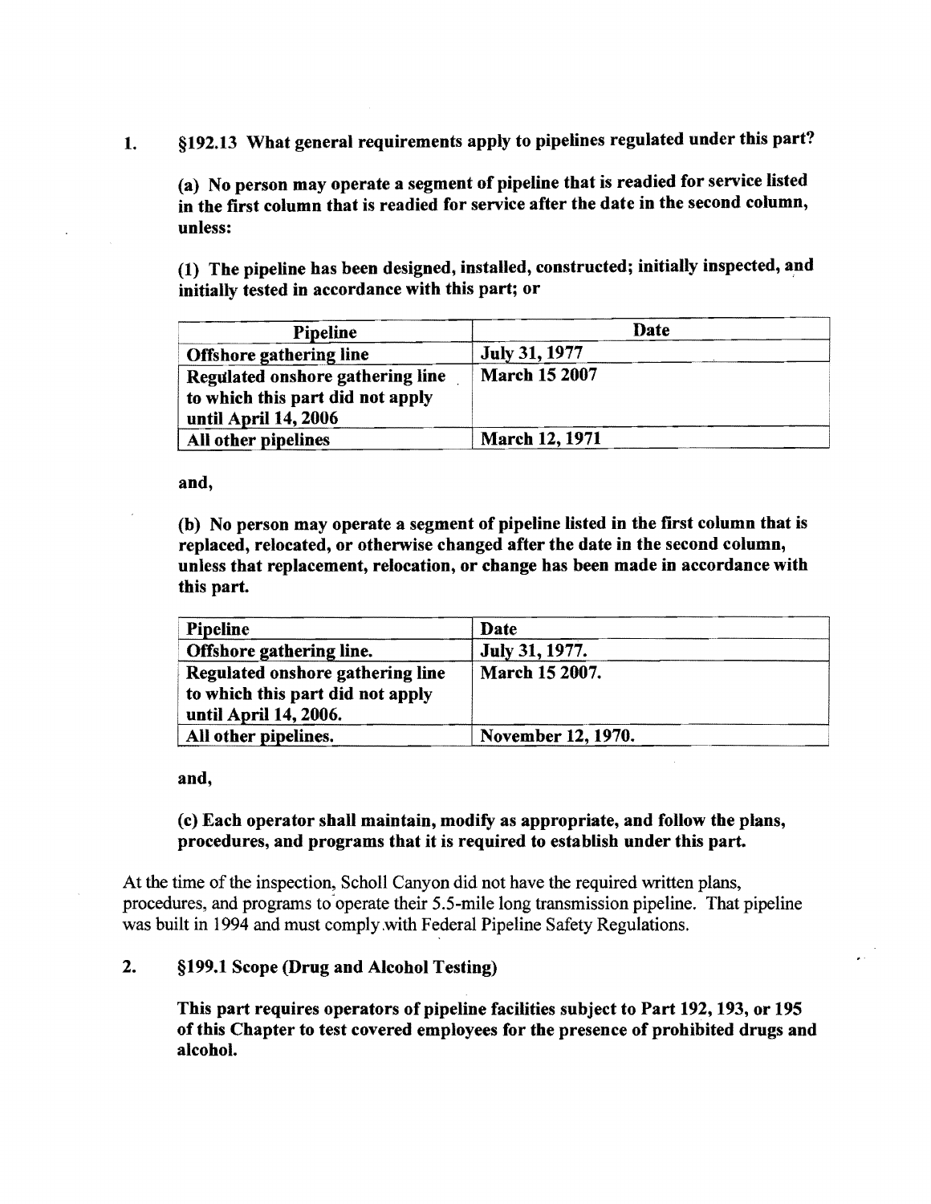1. **§192.13 What general requirements apply to pipelines regulated under this part?**

   **(a) No person may operate a segment of pipeline that is readied for service listed in the first column that is readied for service after the date in the second column, unless:**

   **(1) The pipeline has been designed, installed, constructed; initially inspected, and initially tested in accordance with this part; or**

| Pipeline | Date |
|---|---|
| **Offshore gathering line** | **July 31, 1977** |
| **Regulated onshore gathering line to which this part did not apply until April 14, 2006** | **March 15 2007** |
| **All other pipelines** | **March 12, 1971** |

   **and,**

   **(b) No person may operate a segment of pipeline listed in the first column that is replaced, relocated, or otherwise changed after the date in the second column, unless that replacement, relocation, or change has been made in accordance with this part.**

| Pipeline | Date |
|---|---|
| **Offshore gathering line.** | **July 31, 1977.** |
| **Regulated onshore gathering line to which this part did not apply until April 14, 2006.** | **March 15 2007.** |
| **All other pipelines.** | **November 12, 1970.** |

   **and,**

   **(c) Each operator shall maintain, modify as appropriate, and follow the plans, procedures, and programs that it is required to establish under this part.**

At the time of the inspection, Scholl Canyon did not have the required written plans, procedures, and programs to operate their 5.5-mile long transmission pipeline. That pipeline was built in 1994 and must comply with Federal Pipeline Safety Regulations.

2. **§199.1 Scope (Drug and Alcohol Testing)**

   **This part requires operators of pipeline facilities subject to Part 192, 193, or 195 of this Chapter to test covered employees for the presence of prohibited drugs and alcohol.**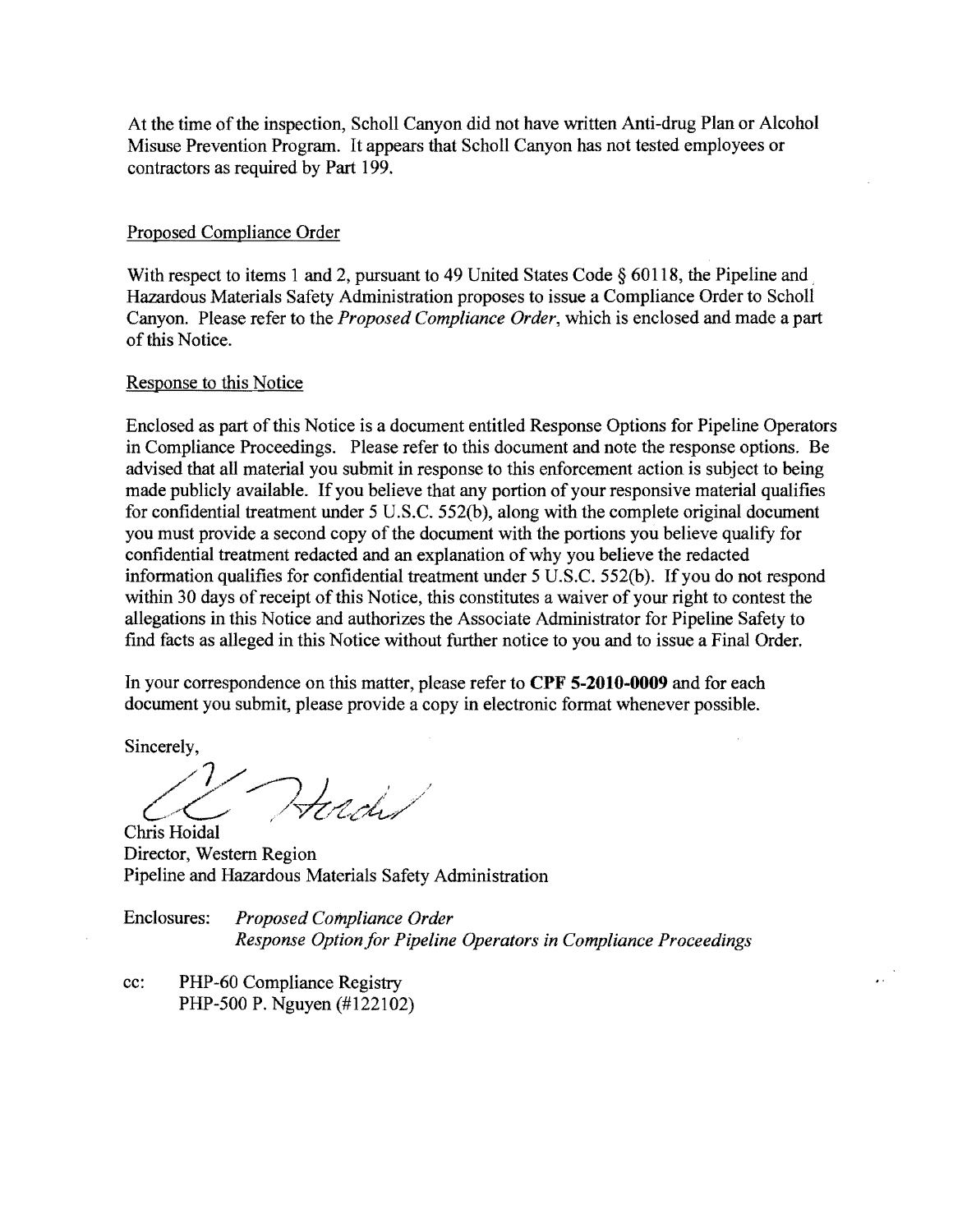At the time of the inspection, Scholl Canyon did not have written Anti-drug Plan or Alcohol Misuse Prevention Program. It appears that Scholl Canyon has not tested employees or contractors as required by Part 199.

## Proposed Compliance Order

With respect to items 1 and 2, pursuant to 49 United States Code § 60118, the Pipeline and Hazardous Materials Safety Administration proposes to issue a Compliance Order to Scholl Canyon. Please refer to the *Proposed Compliance Order*, which is enclosed and made a part of this Notice.

## Response to this Notice

Enclosed as part of this Notice is a document entitled Response Options for Pipeline Operators in Compliance Proceedings. Please refer to this document and note the response options. Be advised that all material you submit in response to this enforcement action is subject to being made publicly available. If you believe that any portion of your responsive material qualifies for confidential treatment under 5 U.S.C. 552(b), along with the complete original document you must provide a second copy of the document with the portions you believe qualify for confidential treatment redacted and an explanation of why you believe the redacted information qualifies for confidential treatment under 5 U.S.C. 552(b). If you do not respond within 30 days of receipt of this Notice, this constitutes a waiver of your right to contest the allegations in this Notice and authorizes the Associate Administrator for Pipeline Safety to find facts as alleged in this Notice without further notice to you and to issue a Final Order.

In your correspondence on this matter, please refer to **CPF 5-2010-0009** and for each document you submit, please provide a copy in electronic format whenever possible.

Sincerely,

Chris Hoidal
Director, Western Region
Pipeline and Hazardous Materials Safety Administration

Enclosures: *Proposed Compliance Order*
*Response Option for Pipeline Operators in Compliance Proceedings*

cc: PHP-60 Compliance Registry
PHP-500 P. Nguyen (#122102)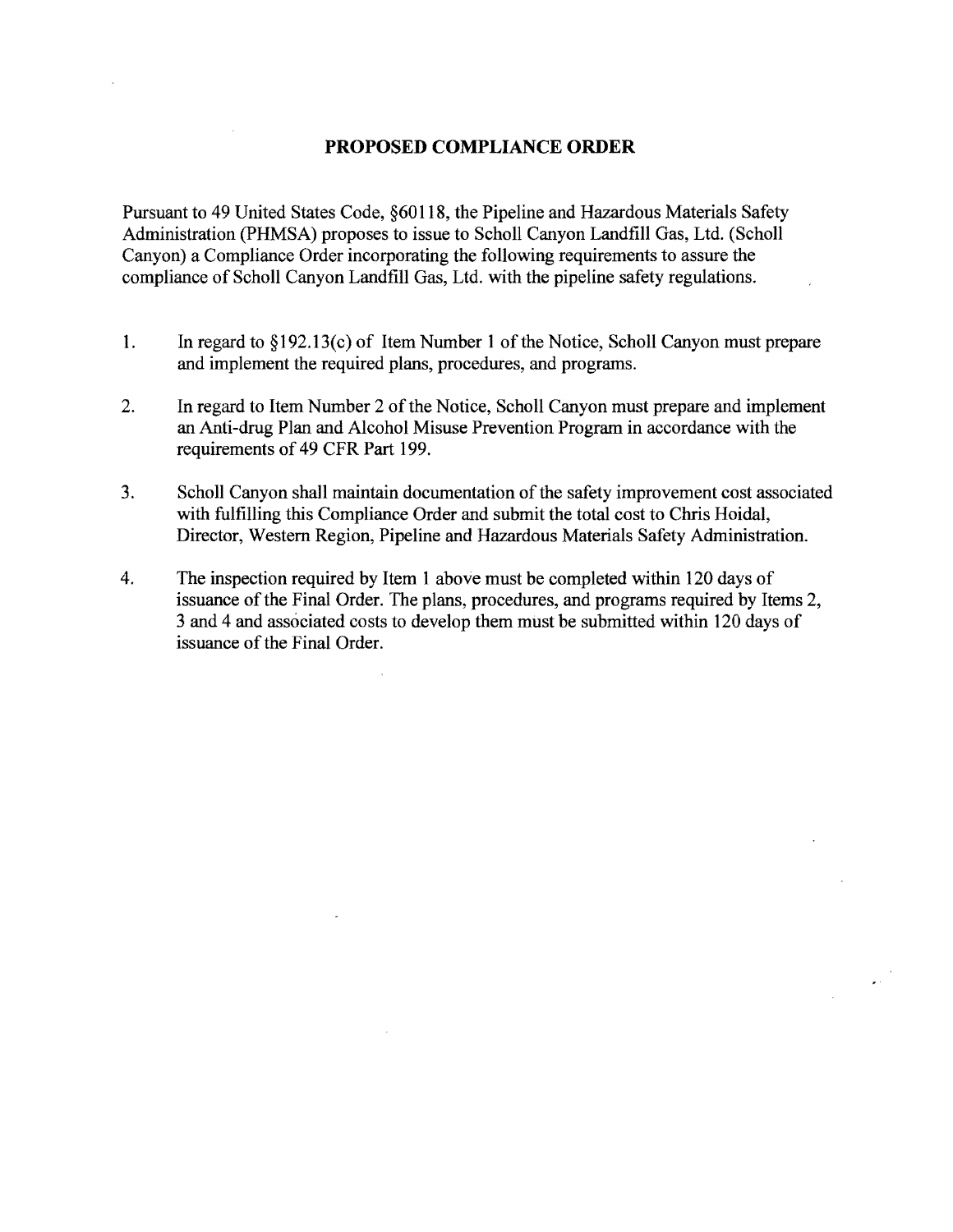## PROPOSED COMPLIANCE ORDER

Pursuant to 49 United States Code, §60118, the Pipeline and Hazardous Materials Safety Administration (PHMSA) proposes to issue to Scholl Canyon Landfill Gas, Ltd. (Scholl Canyon) a Compliance Order incorporating the following requirements to assure the compliance of Scholl Canyon Landfill Gas, Ltd. with the pipeline safety regulations.

1. In regard to §192.13(c) of Item Number 1 of the Notice, Scholl Canyon must prepare and implement the required plans, procedures, and programs.

2. In regard to Item Number 2 of the Notice, Scholl Canyon must prepare and implement an Anti-drug Plan and Alcohol Misuse Prevention Program in accordance with the requirements of 49 CFR Part 199.

3. Scholl Canyon shall maintain documentation of the safety improvement cost associated with fulfilling this Compliance Order and submit the total cost to Chris Hoidal, Director, Western Region, Pipeline and Hazardous Materials Safety Administration.

4. The inspection required by Item 1 above must be completed within 120 days of issuance of the Final Order. The plans, procedures, and programs required by Items 2, 3 and 4 and associated costs to develop them must be submitted within 120 days of issuance of the Final Order.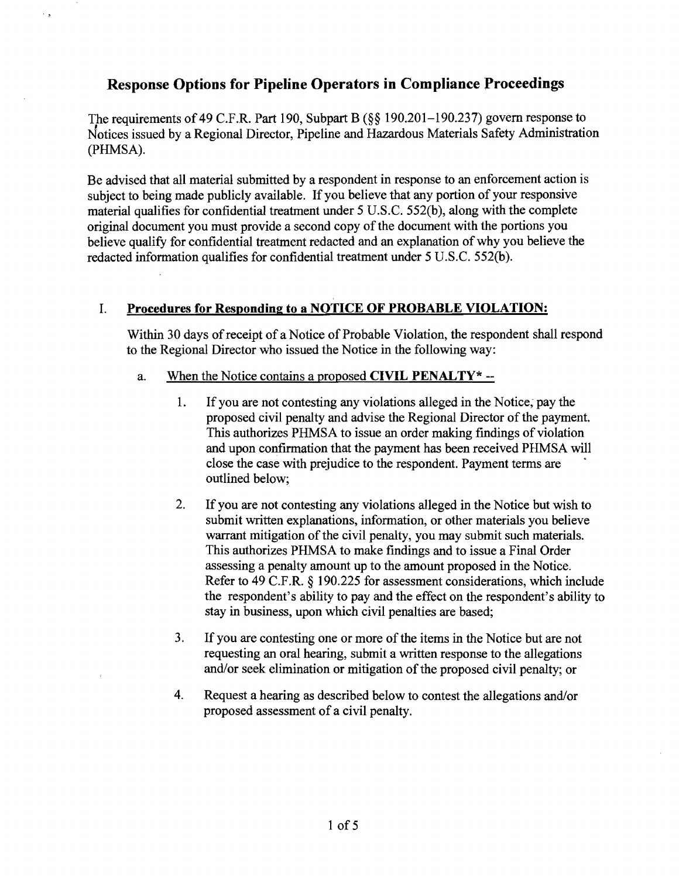# Response Options for Pipeline Operators in Compliance Proceedings

The requirements of 49 C.F.R. Part 190, Subpart B (§§ 190.201–190.237) govern response to Notices issued by a Regional Director, Pipeline and Hazardous Materials Safety Administration (PHMSA).

Be advised that all material submitted by a respondent in response to an enforcement action is subject to being made publicly available. If you believe that any portion of your responsive material qualifies for confidential treatment under 5 U.S.C. 552(b), along with the complete original document you must provide a second copy of the document with the portions you believe qualify for confidential treatment redacted and an explanation of why you believe the redacted information qualifies for confidential treatment under 5 U.S.C. 552(b).

## I. Procedures for Responding to a NOTICE OF PROBABLE VIOLATION:

Within 30 days of receipt of a Notice of Probable Violation, the respondent shall respond to the Regional Director who issued the Notice in the following way:

a. When the Notice contains a proposed **CIVIL PENALTY*** --

1. If you are not contesting any violations alleged in the Notice, pay the proposed civil penalty and advise the Regional Director of the payment. This authorizes PHMSA to issue an order making findings of violation and upon confirmation that the payment has been received PHMSA will close the case with prejudice to the respondent. Payment terms are outlined below;

2. If you are not contesting any violations alleged in the Notice but wish to submit written explanations, information, or other materials you believe warrant mitigation of the civil penalty, you may submit such materials. This authorizes PHMSA to make findings and to issue a Final Order assessing a penalty amount up to the amount proposed in the Notice. Refer to 49 C.F.R. § 190.225 for assessment considerations, which include the respondent's ability to pay and the effect on the respondent's ability to stay in business, upon which civil penalties are based;

3. If you are contesting one or more of the items in the Notice but are not requesting an oral hearing, submit a written response to the allegations and/or seek elimination or mitigation of the proposed civil penalty; or

4. Request a hearing as described below to contest the allegations and/or proposed assessment of a civil penalty.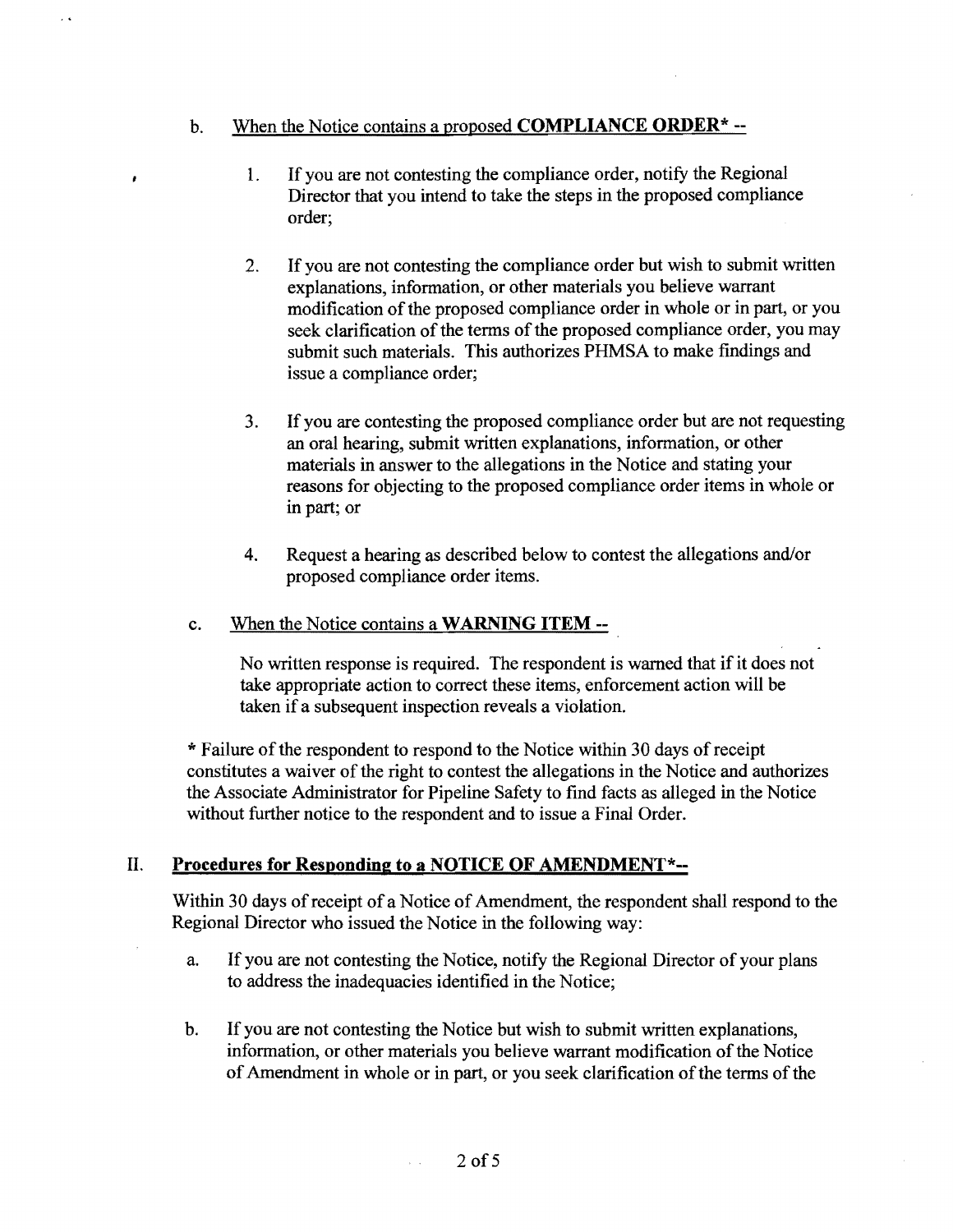b. <u>When the Notice contains a proposed **COMPLIANCE ORDER*** --</u>

   1. If you are not contesting the compliance order, notify the Regional Director that you intend to take the steps in the proposed compliance order;

   2. If you are not contesting the compliance order but wish to submit written explanations, information, or other materials you believe warrant modification of the proposed compliance order in whole or in part, or you seek clarification of the terms of the proposed compliance order, you may submit such materials. This authorizes PHMSA to make findings and issue a compliance order;

   3. If you are contesting the proposed compliance order but are not requesting an oral hearing, submit written explanations, information, or other materials in answer to the allegations in the Notice and stating your reasons for objecting to the proposed compliance order items in whole or in part; or

   4. Request a hearing as described below to contest the allegations and/or proposed compliance order items.

c. <u>When the Notice contains a **WARNING ITEM** --</u>

   No written response is required. The respondent is warned that if it does not take appropriate action to correct these items, enforcement action will be taken if a subsequent inspection reveals a violation.

* Failure of the respondent to respond to the Notice within 30 days of receipt constitutes a waiver of the right to contest the allegations in the Notice and authorizes the Associate Administrator for Pipeline Safety to find facts as alleged in the Notice without further notice to the respondent and to issue a Final Order.

## II. Procedures for Responding to a NOTICE OF AMENDMENT*--

Within 30 days of receipt of a Notice of Amendment, the respondent shall respond to the Regional Director who issued the Notice in the following way:

a. If you are not contesting the Notice, notify the Regional Director of your plans to address the inadequacies identified in the Notice;

b. If you are not contesting the Notice but wish to submit written explanations, information, or other materials you believe warrant modification of the Notice of Amendment in whole or in part, or you seek clarification of the terms of the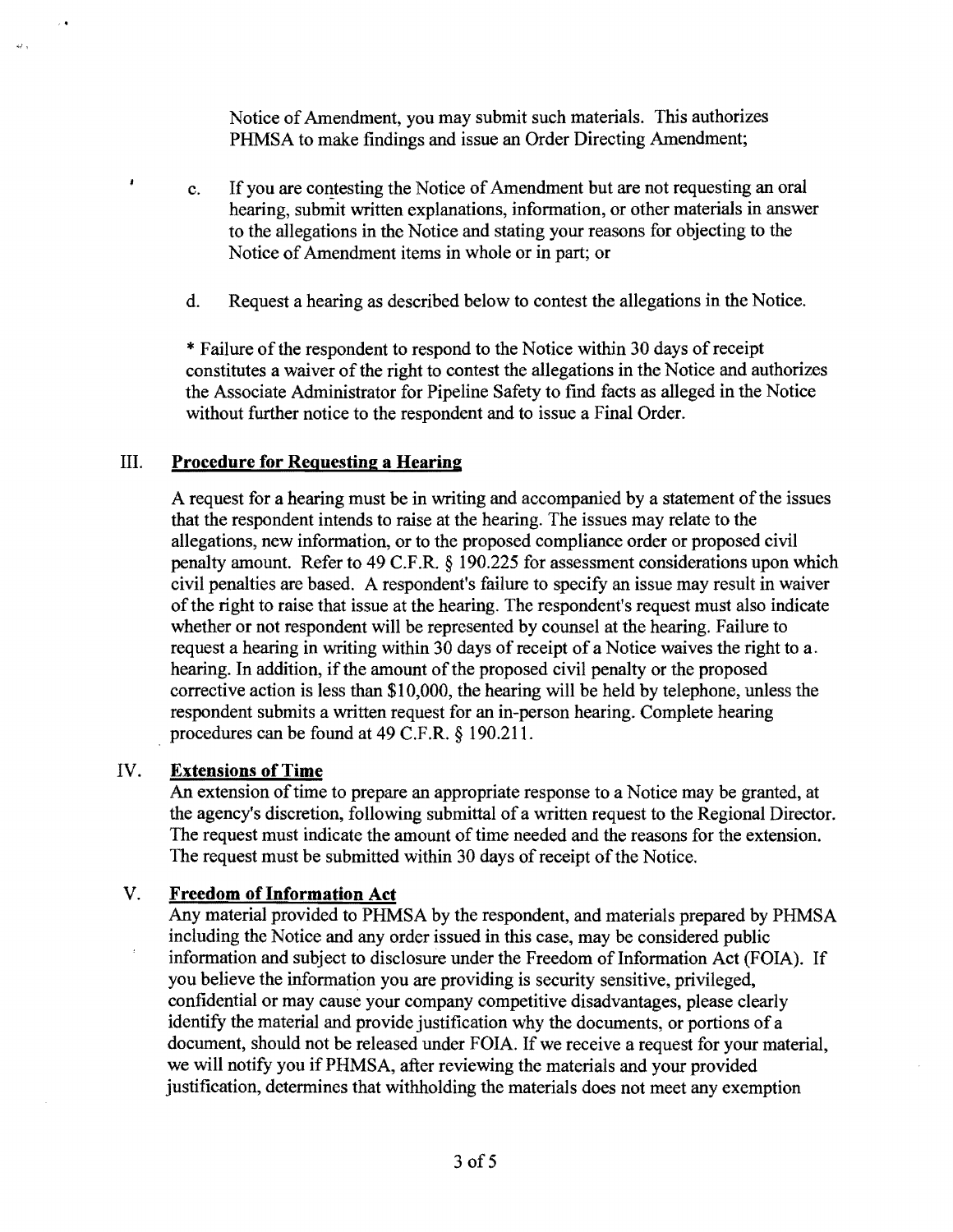Notice of Amendment, you may submit such materials. This authorizes PHMSA to make findings and issue an Order Directing Amendment;

c. If you are contesting the Notice of Amendment but are not requesting an oral hearing, submit written explanations, information, or other materials in answer to the allegations in the Notice and stating your reasons for objecting to the Notice of Amendment items in whole or in part; or

d. Request a hearing as described below to contest the allegations in the Notice.

* Failure of the respondent to respond to the Notice within 30 days of receipt constitutes a waiver of the right to contest the allegations in the Notice and authorizes the Associate Administrator for Pipeline Safety to find facts as alleged in the Notice without further notice to the respondent and to issue a Final Order.

## III. Procedure for Requesting a Hearing

A request for a hearing must be in writing and accompanied by a statement of the issues that the respondent intends to raise at the hearing. The issues may relate to the allegations, new information, or to the proposed compliance order or proposed civil penalty amount. Refer to 49 C.F.R. § 190.225 for assessment considerations upon which civil penalties are based. A respondent's failure to specify an issue may result in waiver of the right to raise that issue at the hearing. The respondent's request must also indicate whether or not respondent will be represented by counsel at the hearing. Failure to request a hearing in writing within 30 days of receipt of a Notice waives the right to a hearing. In addition, if the amount of the proposed civil penalty or the proposed corrective action is less than $10,000, the hearing will be held by telephone, unless the respondent submits a written request for an in-person hearing. Complete hearing procedures can be found at 49 C.F.R. § 190.211.

## IV. Extensions of Time

An extension of time to prepare an appropriate response to a Notice may be granted, at the agency's discretion, following submittal of a written request to the Regional Director. The request must indicate the amount of time needed and the reasons for the extension. The request must be submitted within 30 days of receipt of the Notice.

## V. Freedom of Information Act

Any material provided to PHMSA by the respondent, and materials prepared by PHMSA including the Notice and any order issued in this case, may be considered public information and subject to disclosure under the Freedom of Information Act (FOIA). If you believe the information you are providing is security sensitive, privileged, confidential or may cause your company competitive disadvantages, please clearly identify the material and provide justification why the documents, or portions of a document, should not be released under FOIA. If we receive a request for your material, we will notify you if PHMSA, after reviewing the materials and your provided justification, determines that withholding the materials does not meet any exemption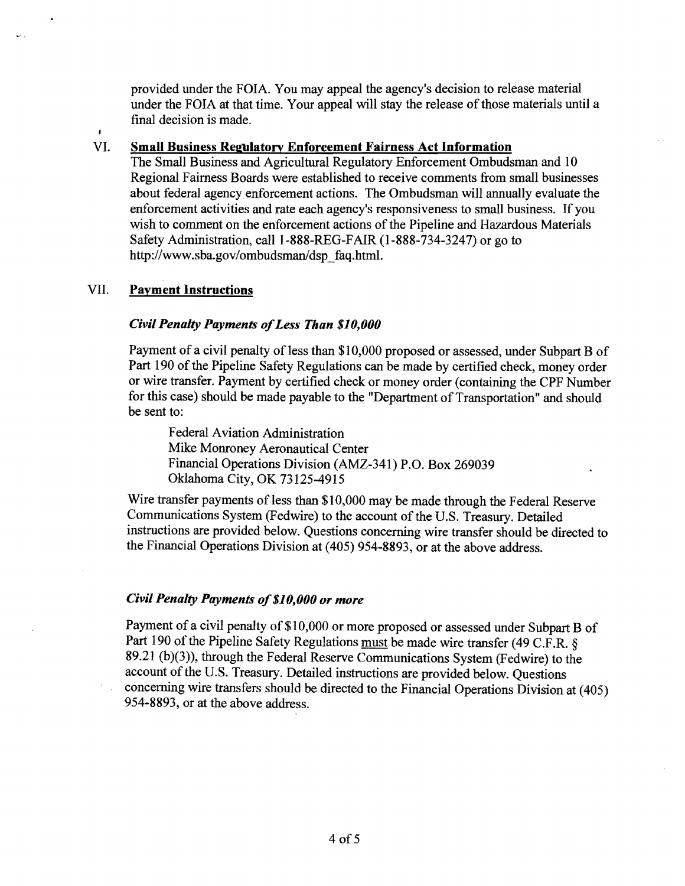provided under the FOIA. You may appeal the agency's decision to release material under the FOIA at that time. Your appeal will stay the release of those materials until a final decision is made.

## VI. Small Business Regulatory Enforcement Fairness Act Information

The Small Business and Agricultural Regulatory Enforcement Ombudsman and 10 Regional Fairness Boards were established to receive comments from small businesses about federal agency enforcement actions. The Ombudsman will annually evaluate the enforcement activities and rate each agency's responsiveness to small business. If you wish to comment on the enforcement actions of the Pipeline and Hazardous Materials Safety Administration, call 1-888-REG-FAIR (1-888-734-3247) or go to http://www.sba.gov/ombudsman/dsp_faq.html.

## VII. Payment Instructions

### *Civil Penalty Payments of Less Than $10,000*

Payment of a civil penalty of less than $10,000 proposed or assessed, under Subpart B of Part 190 of the Pipeline Safety Regulations can be made by certified check, money order or wire transfer. Payment by certified check or money order (containing the CPF Number for this case) should be made payable to the "Department of Transportation" and should be sent to:

> Federal Aviation Administration
> Mike Monroney Aeronautical Center
> Financial Operations Division (AMZ-341) P.O. Box 269039
> Oklahoma City, OK 73125-4915

Wire transfer payments of less than $10,000 may be made through the Federal Reserve Communications System (Fedwire) to the account of the U.S. Treasury. Detailed instructions are provided below. Questions concerning wire transfer should be directed to the Financial Operations Division at (405) 954-8893, or at the above address.

### *Civil Penalty Payments of $10,000 or more*

Payment of a civil penalty of $10,000 or more proposed or assessed under Subpart B of Part 190 of the Pipeline Safety Regulations must be made wire transfer (49 C.F.R. § 89.21 (b)(3)), through the Federal Reserve Communications System (Fedwire) to the account of the U.S. Treasury. Detailed instructions are provided below. Questions concerning wire transfers should be directed to the Financial Operations Division at (405) 954-8893, or at the above address.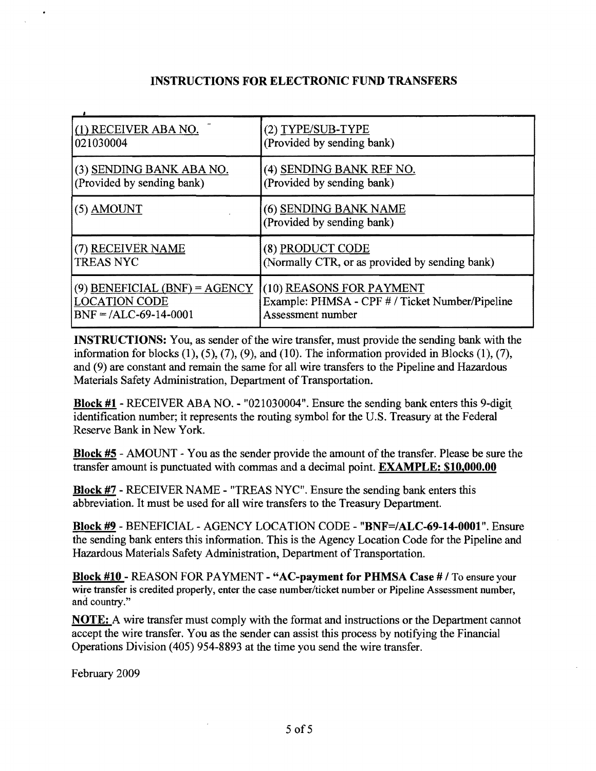## INSTRUCTIONS FOR ELECTRONIC FUND TRANSFERS

| | |
|---|---|
| (1) RECEIVER ABA NO.<br>021030004 | (2) TYPE/SUB-TYPE<br>(Provided by sending bank) |
| (3) SENDING BANK ABA NO.<br>(Provided by sending bank) | (4) SENDING BANK REF NO.<br>(Provided by sending bank) |
| (5) AMOUNT | (6) SENDING BANK NAME<br>(Provided by sending bank) |
| (7) RECEIVER NAME<br>TREAS NYC | (8) PRODUCT CODE<br>(Normally CTR, or as provided by sending bank) |
| (9) BENEFICIAL (BNF) = AGENCY LOCATION CODE<br>BNF = /ALC-69-14-0001 | (10) REASONS FOR PAYMENT<br>Example: PHMSA - CPF # / Ticket Number/Pipeline Assessment number |

**INSTRUCTIONS:** You, as sender of the wire transfer, must provide the sending bank with the information for blocks (1), (5), (7), (9), and (10). The information provided in Blocks (1), (7), and (9) are constant and remain the same for all wire transfers to the Pipeline and Hazardous Materials Safety Administration, Department of Transportation.

**Block #1** - RECEIVER ABA NO. - "021030004". Ensure the sending bank enters this 9-digit identification number; it represents the routing symbol for the U.S. Treasury at the Federal Reserve Bank in New York.

**Block #5** - AMOUNT - You as the sender provide the amount of the transfer. Please be sure the transfer amount is punctuated with commas and a decimal point. **EXAMPLE: $10,000.00**

**Block #7** - RECEIVER NAME - "TREAS NYC". Ensure the sending bank enters this abbreviation. It must be used for all wire transfers to the Treasury Department.

**Block #9** - BENEFICIAL - AGENCY LOCATION CODE - "**BNF=/ALC-69-14-0001**". Ensure the sending bank enters this information. This is the Agency Location Code for the Pipeline and Hazardous Materials Safety Administration, Department of Transportation.

**Block #10** - REASON FOR PAYMENT - **"AC-payment for PHMSA Case # /** To ensure your wire transfer is credited properly, enter the case number/ticket number or Pipeline Assessment number, and country."

**NOTE:** A wire transfer must comply with the format and instructions or the Department cannot accept the wire transfer. You as the sender can assist this process by notifying the Financial Operations Division (405) 954-8893 at the time you send the wire transfer.

February 2009